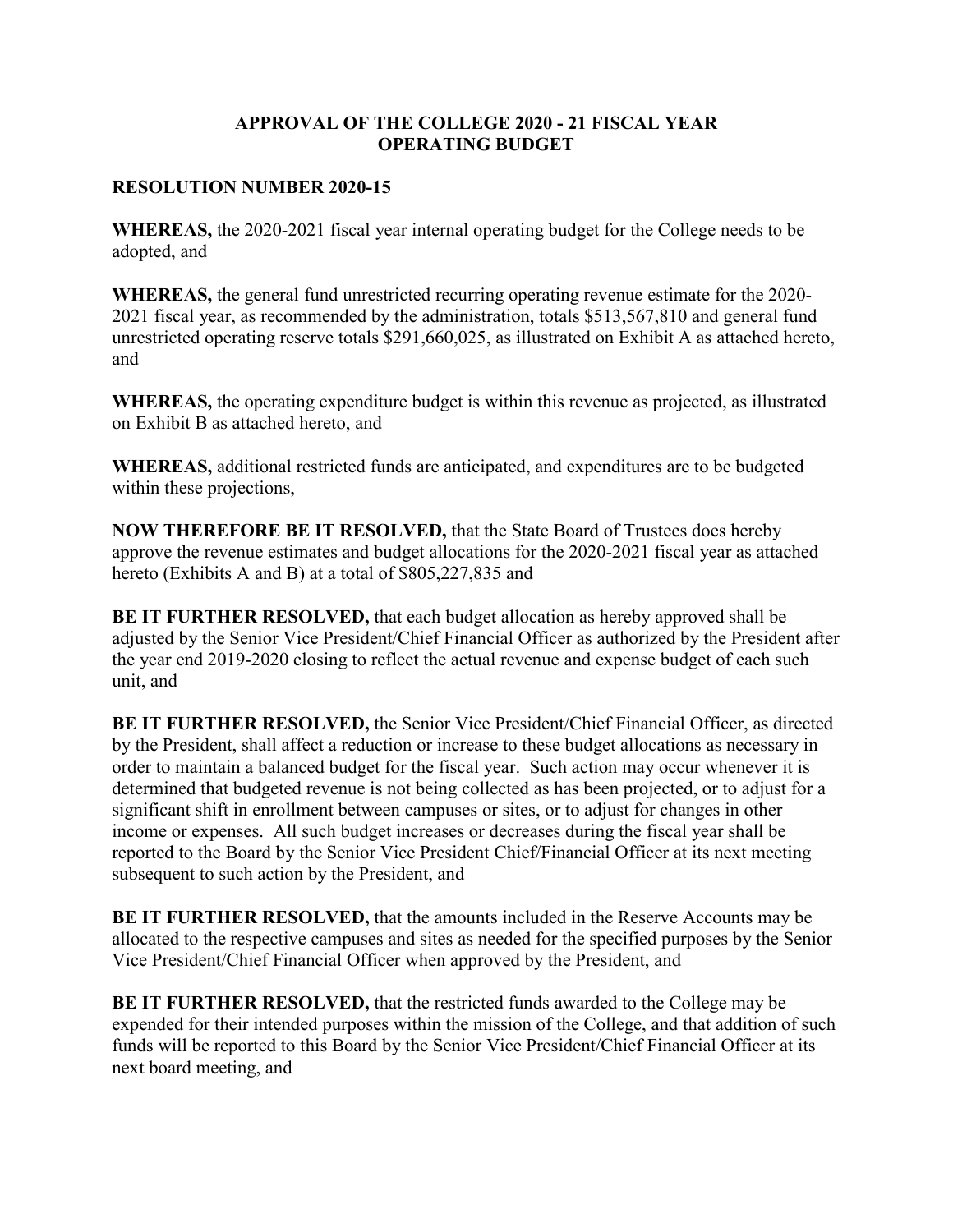# APPROVAL OF THE COLLEGE 2020 - 21 FISCAL YEAR OPERATING BUDGET

**RESOLUTION NUMBER 2020-15**

**WHEREAS,** the 2020-2021 fiscal year internal operating budget for the College needs to be adopted, and

**WHEREAS,** the general fund unrestricted recurring operating revenue estimate for the 2020-2021 fiscal year, as recommended by the administration, totals $513,567,810 and general fund unrestricted operating reserve totals $291,660,025, as illustrated on Exhibit A as attached hereto, and

**WHEREAS,** the operating expenditure budget is within this revenue as projected, as illustrated on Exhibit B as attached hereto, and

**WHEREAS,** additional restricted funds are anticipated, and expenditures are to be budgeted within these projections,

**NOW THEREFORE BE IT RESOLVED,** that the State Board of Trustees does hereby approve the revenue estimates and budget allocations for the 2020-2021 fiscal year as attached hereto (Exhibits A and B) at a total of $805,227,835 and

**BE IT FURTHER RESOLVED,** that each budget allocation as hereby approved shall be adjusted by the Senior Vice President/Chief Financial Officer as authorized by the President after the year end 2019-2020 closing to reflect the actual revenue and expense budget of each such unit, and

**BE IT FURTHER RESOLVED,** the Senior Vice President/Chief Financial Officer, as directed by the President, shall affect a reduction or increase to these budget allocations as necessary in order to maintain a balanced budget for the fiscal year. Such action may occur whenever it is determined that budgeted revenue is not being collected as has been projected, or to adjust for a significant shift in enrollment between campuses or sites, or to adjust for changes in other income or expenses. All such budget increases or decreases during the fiscal year shall be reported to the Board by the Senior Vice President Chief/Financial Officer at its next meeting subsequent to such action by the President, and

**BE IT FURTHER RESOLVED,** that the amounts included in the Reserve Accounts may be allocated to the respective campuses and sites as needed for the specified purposes by the Senior Vice President/Chief Financial Officer when approved by the President, and

**BE IT FURTHER RESOLVED,** that the restricted funds awarded to the College may be expended for their intended purposes within the mission of the College, and that addition of such funds will be reported to this Board by the Senior Vice President/Chief Financial Officer at its next board meeting, and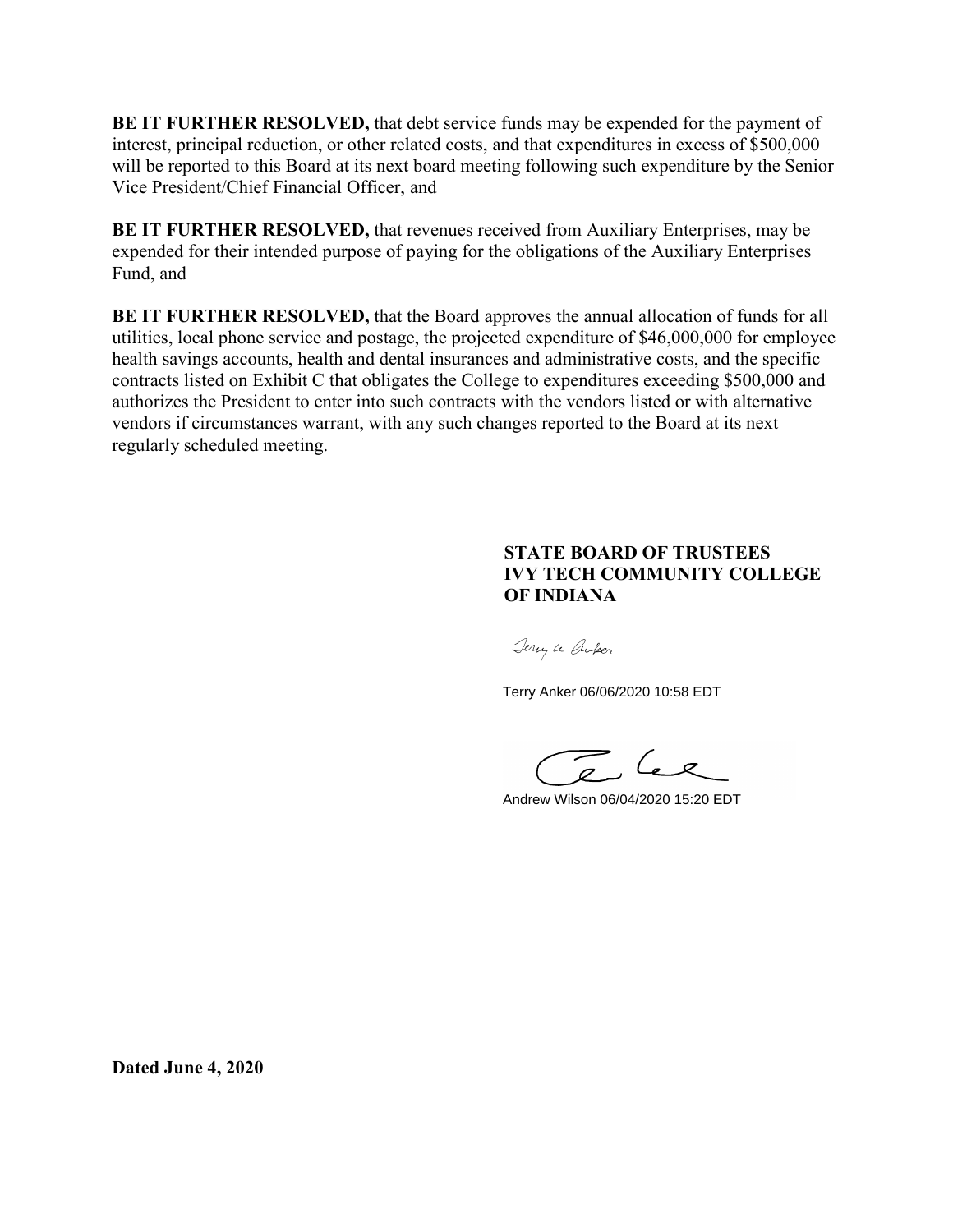**BE IT FURTHER RESOLVED,** that debt service funds may be expended for the payment of interest, principal reduction, or other related costs, and that expenditures in excess of $500,000 will be reported to this Board at its next board meeting following such expenditure by the Senior Vice President/Chief Financial Officer, and

**BE IT FURTHER RESOLVED,** that revenues received from Auxiliary Enterprises, may be expended for their intended purpose of paying for the obligations of the Auxiliary Enterprises Fund, and

**BE IT FURTHER RESOLVED,** that the Board approves the annual allocation of funds for all utilities, local phone service and postage, the projected expenditure of $46,000,000 for employee health savings accounts, health and dental insurances and administrative costs, and the specific contracts listed on Exhibit C that obligates the College to expenditures exceeding $500,000 and authorizes the President to enter into such contracts with the vendors listed or with alternative vendors if circumstances warrant, with any such changes reported to the Board at its next regularly scheduled meeting.

**STATE BOARD OF TRUSTEES**
**IVY TECH COMMUNITY COLLEGE**
**OF INDIANA**

Terry Anker 06/06/2020 10:58 EDT

Andrew Wilson 06/04/2020 15:20 EDT

**Dated June 4, 2020**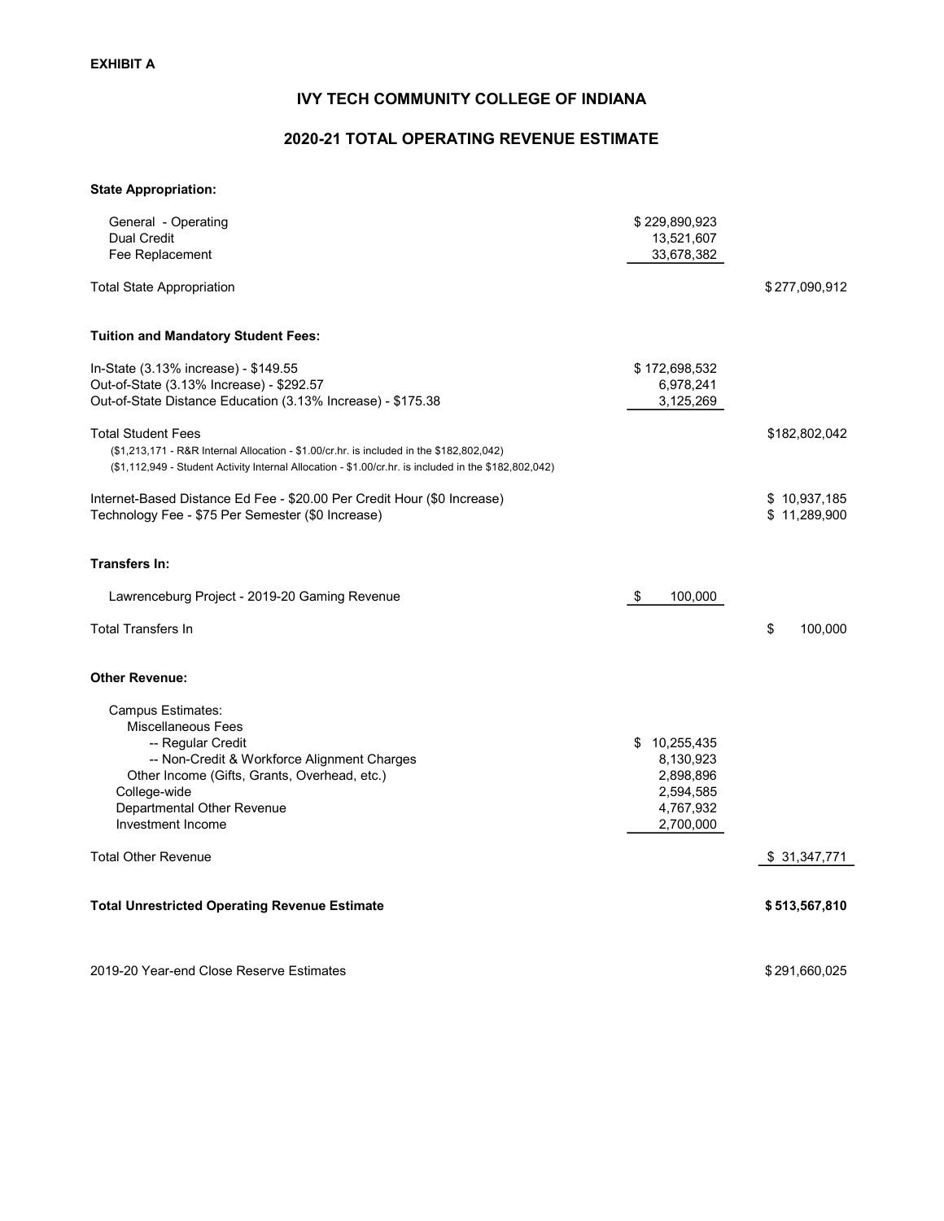**EXHIBIT A**

# IVY TECH COMMUNITY COLLEGE OF INDIANA

## 2020-21 TOTAL OPERATING REVENUE ESTIMATE

| | | |
|---|---|---|
| **State Appropriation:** | | |
| General - Operating | $ 229,890,923 | |
| Dual Credit | 13,521,607 | |
| Fee Replacement | 33,678,382 | |
| Total State Appropriation | | $ 277,090,912 |
| **Tuition and Mandatory Student Fees:** | | |
| In-State (3.13% increase) - $149.55 | $ 172,698,532 | |
| Out-of-State (3.13% Increase) - $292.57 | 6,978,241 | |
| Out-of-State Distance Education (3.13% Increase) - $175.38 | 3,125,269 | |
| Total Student Fees<br>($1,213,171 - R&R Internal Allocation - $1.00/cr.hr. is included in the $182,802,042)<br>($1,112,949 - Student Activity Internal Allocation - $1.00/cr.hr. is included in the $182,802,042) | | $182,802,042 |
| Internet-Based Distance Ed Fee - $20.00 Per Credit Hour ($0 Increase) | | $ 10,937,185 |
| Technology Fee - $75 Per Semester ($0 Increase) | | $ 11,289,900 |
| **Transfers In:** | | |
| Lawrenceburg Project - 2019-20 Gaming Revenue | $ 100,000 | |
| Total Transfers In | | $ 100,000 |
| **Other Revenue:** | | |
| Campus Estimates: | | |
| Miscellaneous Fees | | |
| -- Regular Credit | $ 10,255,435 | |
| -- Non-Credit & Workforce Alignment Charges | 8,130,923 | |
| Other Income (Gifts, Grants, Overhead, etc.) | 2,898,896 | |
| College-wide | 2,594,585 | |
| Departmental Other Revenue | 4,767,932 | |
| Investment Income | 2,700,000 | |
| Total Other Revenue | | $ 31,347,771 |
| **Total Unrestricted Operating Revenue Estimate** | | **$ 513,567,810** |
| 2019-20 Year-end Close Reserve Estimates | | $ 291,660,025 |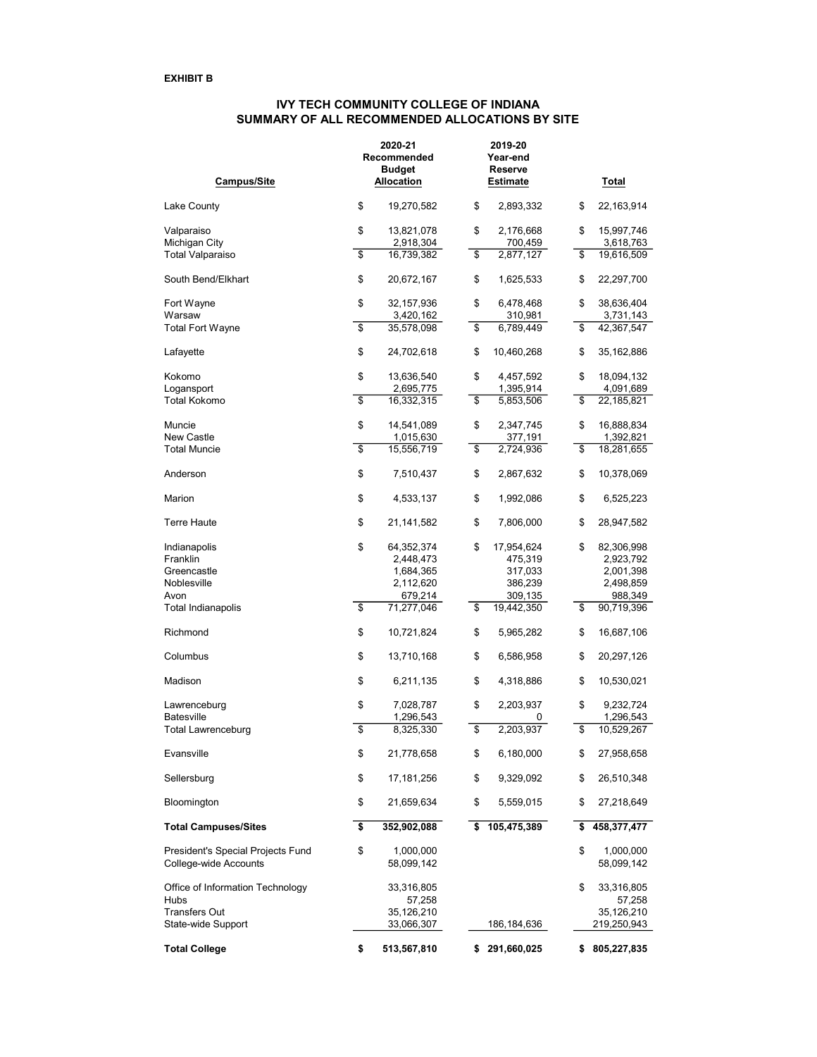**EXHIBIT B**

# IVY TECH COMMUNITY COLLEGE OF INDIANA
## SUMMARY OF ALL RECOMMENDED ALLOCATIONS BY SITE

| Campus/Site | 2020-21 Recommended Budget Allocation | 2019-20 Year-end Reserve Estimate | Total |
|---|---|---|---|
| Lake County | $ 19,270,582 | $ 2,893,332 | $ 22,163,914 |
| Valparaiso | $ 13,821,078 | $ 2,176,668 | $ 15,997,746 |
| Michigan City | 2,918,304 | 700,459 | 3,618,763 |
| Total Valparaiso | $ 16,739,382 | $ 2,877,127 | $ 19,616,509 |
| South Bend/Elkhart | $ 20,672,167 | $ 1,625,533 | $ 22,297,700 |
| Fort Wayne | $ 32,157,936 | $ 6,478,468 | $ 38,636,404 |
| Warsaw | 3,420,162 | 310,981 | 3,731,143 |
| Total Fort Wayne | $ 35,578,098 | $ 6,789,449 | $ 42,367,547 |
| Lafayette | $ 24,702,618 | $ 10,460,268 | $ 35,162,886 |
| Kokomo | $ 13,636,540 | $ 4,457,592 | $ 18,094,132 |
| Logansport | 2,695,775 | 1,395,914 | 4,091,689 |
| Total Kokomo | $ 16,332,315 | $ 5,853,506 | $ 22,185,821 |
| Muncie | $ 14,541,089 | $ 2,347,745 | $ 16,888,834 |
| New Castle | 1,015,630 | 377,191 | 1,392,821 |
| Total Muncie | $ 15,556,719 | $ 2,724,936 | $ 18,281,655 |
| Anderson | $ 7,510,437 | $ 2,867,632 | $ 10,378,069 |
| Marion | $ 4,533,137 | $ 1,992,086 | $ 6,525,223 |
| Terre Haute | $ 21,141,582 | $ 7,806,000 | $ 28,947,582 |
| Indianapolis | $ 64,352,374 | $ 17,954,624 | $ 82,306,998 |
| Franklin | 2,448,473 | 475,319 | 2,923,792 |
| Greencastle | 1,684,365 | 317,033 | 2,001,398 |
| Noblesville | 2,112,620 | 386,239 | 2,498,859 |
| Avon | 679,214 | 309,135 | 988,349 |
| Total Indianapolis | $ 71,277,046 | $ 19,442,350 | $ 90,719,396 |
| Richmond | $ 10,721,824 | $ 5,965,282 | $ 16,687,106 |
| Columbus | $ 13,710,168 | $ 6,586,958 | $ 20,297,126 |
| Madison | $ 6,211,135 | $ 4,318,886 | $ 10,530,021 |
| Lawrenceburg | $ 7,028,787 | $ 2,203,937 | $ 9,232,724 |
| Batesville | 1,296,543 | 0 | 1,296,543 |
| Total Lawrenceburg | $ 8,325,330 | $ 2,203,937 | $ 10,529,267 |
| Evansville | $ 21,778,658 | $ 6,180,000 | $ 27,958,658 |
| Sellersburg | $ 17,181,256 | $ 9,329,092 | $ 26,510,348 |
| Bloomington | $ 21,659,634 | $ 5,559,015 | $ 27,218,649 |
| **Total Campuses/Sites** | **$ 352,902,088** | **$ 105,475,389** | **$ 458,377,477** |
| President's Special Projects Fund | $ 1,000,000 | | $ 1,000,000 |
| College-wide Accounts | 58,099,142 | | 58,099,142 |
| Office of Information Technology | 33,316,805 | | $ 33,316,805 |
| Hubs | 57,258 | | 57,258 |
| Transfers Out | 35,126,210 | | 35,126,210 |
| State-wide Support | 33,066,307 | 186,184,636 | 219,250,943 |
| **Total College** | **$ 513,567,810** | **$ 291,660,025** | **$ 805,227,835** |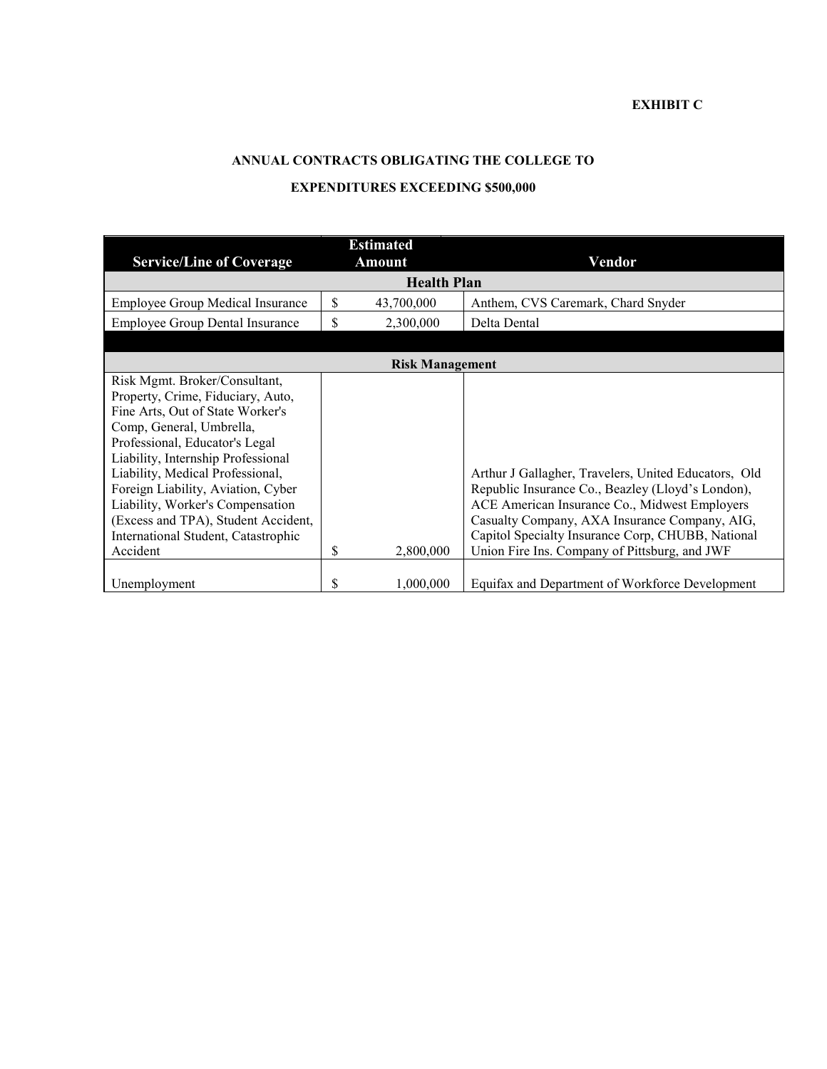**EXHIBIT C**

**ANNUAL CONTRACTS OBLIGATING THE COLLEGE TO**

**EXPENDITURES EXCEEDING $500,000**

| Service/Line of Coverage | Estimated Amount | Vendor |
|---|---|---|
| **Health Plan** | | |
| Employee Group Medical Insurance | $ 43,700,000 | Anthem, CVS Caremark, Chard Snyder |
| Employee Group Dental Insurance | $ 2,300,000 | Delta Dental |
| | | |
| **Risk Management** | | |
| Risk Mgmt. Broker/Consultant, Property, Crime, Fiduciary, Auto, Fine Arts, Out of State Worker's Comp, General, Umbrella, Professional, Educator's Legal Liability, Internship Professional Liability, Medical Professional, Foreign Liability, Aviation, Cyber Liability, Worker's Compensation (Excess and TPA), Student Accident, International Student, Catastrophic Accident | $ 2,800,000 | Arthur J Gallagher, Travelers, United Educators, Old Republic Insurance Co., Beazley (Lloyd's London), ACE American Insurance Co., Midwest Employers Casualty Company, AXA Insurance Company, AIG, Capitol Specialty Insurance Corp, CHUBB, National Union Fire Ins. Company of Pittsburg, and JWF |
| Unemployment | $ 1,000,000 | Equifax and Department of Workforce Development |